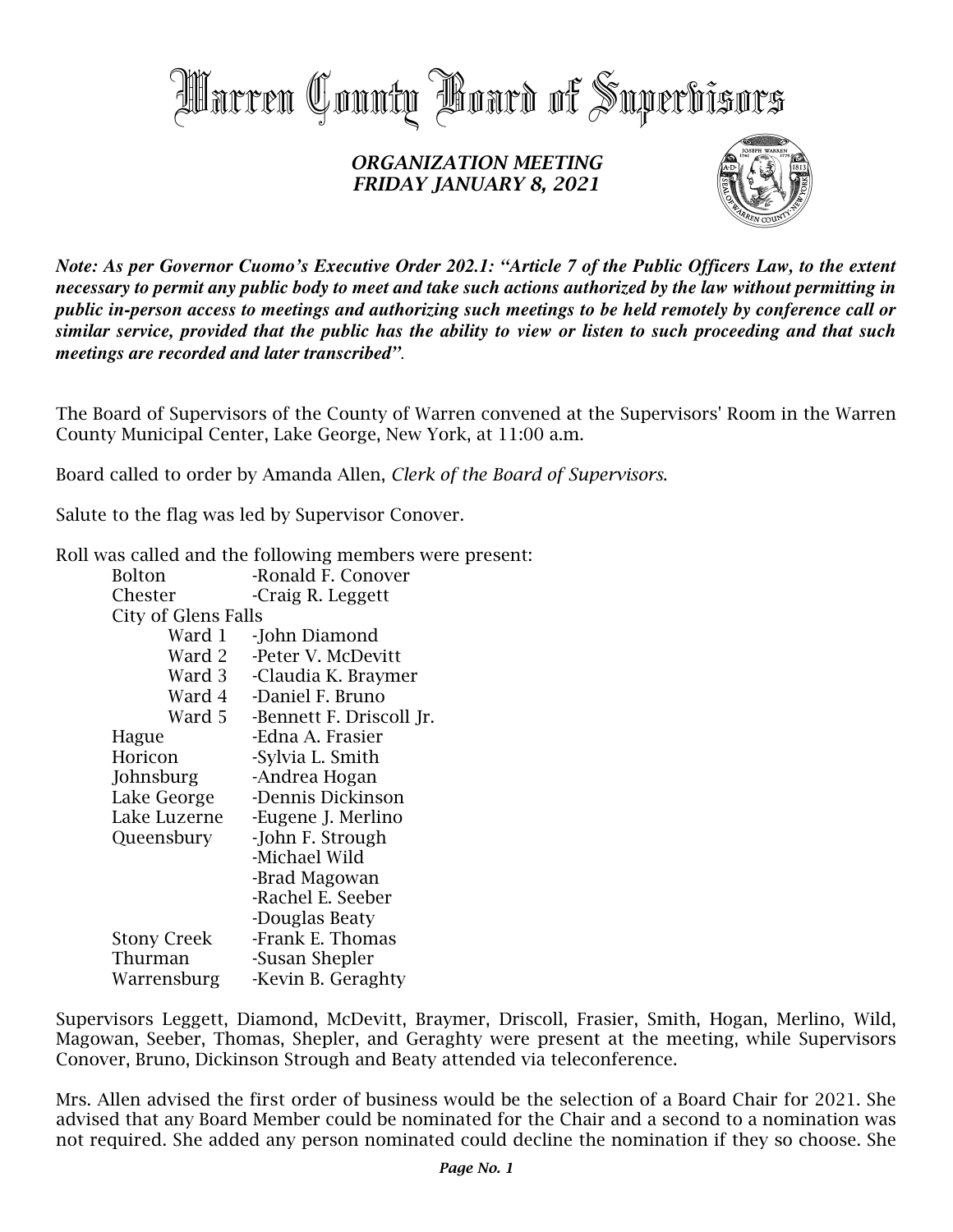# Warren County Board of Supervisors

## *ORGANIZATION MEETING*
## *FRIDAY JANUARY 8, 2021*

***Note: As per Governor Cuomo's Executive Order 202.1: "Article 7 of the Public Officers Law, to the extent necessary to permit any public body to meet and take such actions authorized by the law without permitting in public in-person access to meetings and authorizing such meetings to be held remotely by conference call or similar service, provided that the public has the ability to view or listen to such proceeding and that such meetings are recorded and later transcribed".***

The Board of Supervisors of the County of Warren convened at the Supervisors' Room in the Warren County Municipal Center, Lake George, New York, at 11:00 a.m.

Board called to order by Amanda Allen, *Clerk of the Board of Supervisors.*

Salute to the flag was led by Supervisor Conover.

Roll was called and the following members were present:

| | |
|---|---|
| Bolton | -Ronald F. Conover |
| Chester | -Craig R. Leggett |
| City of Glens Falls | |
| Ward 1 | -John Diamond |
| Ward 2 | -Peter V. McDevitt |
| Ward 3 | -Claudia K. Braymer |
| Ward 4 | -Daniel F. Bruno |
| Ward 5 | -Bennett F. Driscoll Jr. |
| Hague | -Edna A. Frasier |
| Horicon | -Sylvia L. Smith |
| Johnsburg | -Andrea Hogan |
| Lake George | -Dennis Dickinson |
| Lake Luzerne | -Eugene J. Merlino |
| Queensbury | -John F. Strough |
| | -Michael Wild |
| | -Brad Magowan |
| | -Rachel E. Seeber |
| | -Douglas Beaty |
| Stony Creek | -Frank E. Thomas |
| Thurman | -Susan Shepler |
| Warrensburg | -Kevin B. Geraghty |

Supervisors Leggett, Diamond, McDevitt, Braymer, Driscoll, Frasier, Smith, Hogan, Merlino, Wild, Magowan, Seeber, Thomas, Shepler, and Geraghty were present at the meeting, while Supervisors Conover, Bruno, Dickinson Strough and Beaty attended via teleconference.

Mrs. Allen advised the first order of business would be the selection of a Board Chair for 2021. She advised that any Board Member could be nominated for the Chair and a second to a nomination was not required. She added any person nominated could decline the nomination if they so choose. She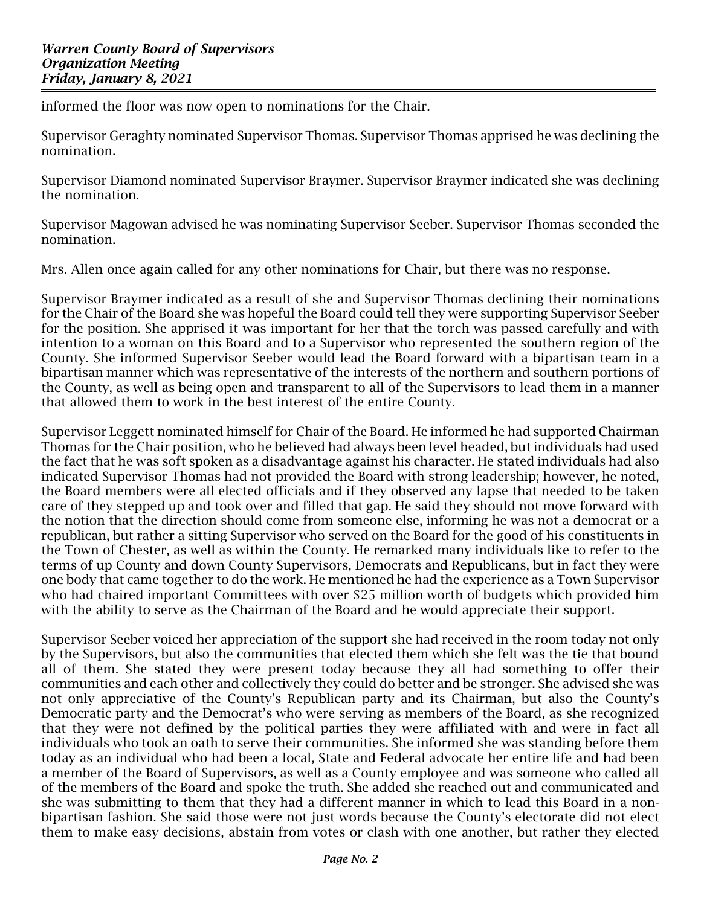informed the floor was now open to nominations for the Chair.

Supervisor Geraghty nominated Supervisor Thomas. Supervisor Thomas apprised he was declining the nomination.

Supervisor Diamond nominated Supervisor Braymer. Supervisor Braymer indicated she was declining the nomination.

Supervisor Magowan advised he was nominating Supervisor Seeber. Supervisor Thomas seconded the nomination.

Mrs. Allen once again called for any other nominations for Chair, but there was no response.

Supervisor Braymer indicated as a result of she and Supervisor Thomas declining their nominations for the Chair of the Board she was hopeful the Board could tell they were supporting Supervisor Seeber for the position. She apprised it was important for her that the torch was passed carefully and with intention to a woman on this Board and to a Supervisor who represented the southern region of the County. She informed Supervisor Seeber would lead the Board forward with a bipartisan team in a bipartisan manner which was representative of the interests of the northern and southern portions of the County, as well as being open and transparent to all of the Supervisors to lead them in a manner that allowed them to work in the best interest of the entire County.

Supervisor Leggett nominated himself for Chair of the Board. He informed he had supported Chairman Thomas for the Chair position, who he believed had always been level headed, but individuals had used the fact that he was soft spoken as a disadvantage against his character. He stated individuals had also indicated Supervisor Thomas had not provided the Board with strong leadership; however, he noted, the Board members were all elected officials and if they observed any lapse that needed to be taken care of they stepped up and took over and filled that gap. He said they should not move forward with the notion that the direction should come from someone else, informing he was not a democrat or a republican, but rather a sitting Supervisor who served on the Board for the good of his constituents in the Town of Chester, as well as within the County. He remarked many individuals like to refer to the terms of up County and down County Supervisors, Democrats and Republicans, but in fact they were one body that came together to do the work. He mentioned he had the experience as a Town Supervisor who had chaired important Committees with over $25 million worth of budgets which provided him with the ability to serve as the Chairman of the Board and he would appreciate their support.

Supervisor Seeber voiced her appreciation of the support she had received in the room today not only by the Supervisors, but also the communities that elected them which she felt was the tie that bound all of them. She stated they were present today because they all had something to offer their communities and each other and collectively they could do better and be stronger. She advised she was not only appreciative of the County's Republican party and its Chairman, but also the County's Democratic party and the Democrat's who were serving as members of the Board, as she recognized that they were not defined by the political parties they were affiliated with and were in fact all individuals who took an oath to serve their communities. She informed she was standing before them today as an individual who had been a local, State and Federal advocate her entire life and had been a member of the Board of Supervisors, as well as a County employee and was someone who called all of the members of the Board and spoke the truth. She added she reached out and communicated and she was submitting to them that they had a different manner in which to lead this Board in a non-bipartisan fashion. She said those were not just words because the County's electorate did not elect them to make easy decisions, abstain from votes or clash with one another, but rather they elected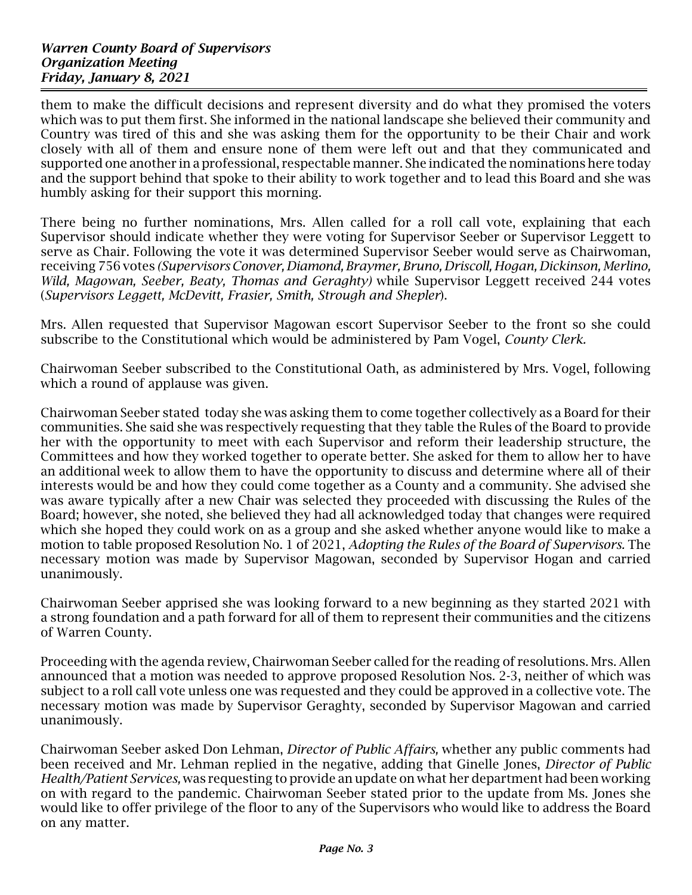them to make the difficult decisions and represent diversity and do what they promised the voters which was to put them first. She informed in the national landscape she believed their community and Country was tired of this and she was asking them for the opportunity to be their Chair and work closely with all of them and ensure none of them were left out and that they communicated and supported one another in a professional, respectable manner. She indicated the nominations here today and the support behind that spoke to their ability to work together and to lead this Board and she was humbly asking for their support this morning.

There being no further nominations, Mrs. Allen called for a roll call vote, explaining that each Supervisor should indicate whether they were voting for Supervisor Seeber or Supervisor Leggett to serve as Chair. Following the vote it was determined Supervisor Seeber would serve as Chairwoman, receiving 756 votes *(Supervisors Conover, Diamond, Braymer, Bruno, Driscoll, Hogan, Dickinson, Merlino, Wild, Magowan, Seeber, Beaty, Thomas and Geraghty)* while Supervisor Leggett received 244 votes (*Supervisors Leggett, McDevitt, Frasier, Smith, Strough and Shepler*).

Mrs. Allen requested that Supervisor Magowan escort Supervisor Seeber to the front so she could subscribe to the Constitutional which would be administered by Pam Vogel, *County Clerk*.

Chairwoman Seeber subscribed to the Constitutional Oath, as administered by Mrs. Vogel, following which a round of applause was given.

Chairwoman Seeber stated today she was asking them to come together collectively as a Board for their communities. She said she was respectively requesting that they table the Rules of the Board to provide her with the opportunity to meet with each Supervisor and reform their leadership structure, the Committees and how they worked together to operate better. She asked for them to allow her to have an additional week to allow them to have the opportunity to discuss and determine where all of their interests would be and how they could come together as a County and a community. She advised she was aware typically after a new Chair was selected they proceeded with discussing the Rules of the Board; however, she noted, she believed they had all acknowledged today that changes were required which she hoped they could work on as a group and she asked whether anyone would like to make a motion to table proposed Resolution No. 1 of 2021, *Adopting the Rules of the Board of Supervisors.* The necessary motion was made by Supervisor Magowan, seconded by Supervisor Hogan and carried unanimously.

Chairwoman Seeber apprised she was looking forward to a new beginning as they started 2021 with a strong foundation and a path forward for all of them to represent their communities and the citizens of Warren County.

Proceeding with the agenda review, Chairwoman Seeber called for the reading of resolutions. Mrs. Allen announced that a motion was needed to approve proposed Resolution Nos. 2-3, neither of which was subject to a roll call vote unless one was requested and they could be approved in a collective vote. The necessary motion was made by Supervisor Geraghty, seconded by Supervisor Magowan and carried unanimously.

Chairwoman Seeber asked Don Lehman, *Director of Public Affairs,* whether any public comments had been received and Mr. Lehman replied in the negative, adding that Ginelle Jones, *Director of Public Health/Patient Services,* was requesting to provide an update on what her department had been working on with regard to the pandemic. Chairwoman Seeber stated prior to the update from Ms. Jones she would like to offer privilege of the floor to any of the Supervisors who would like to address the Board on any matter.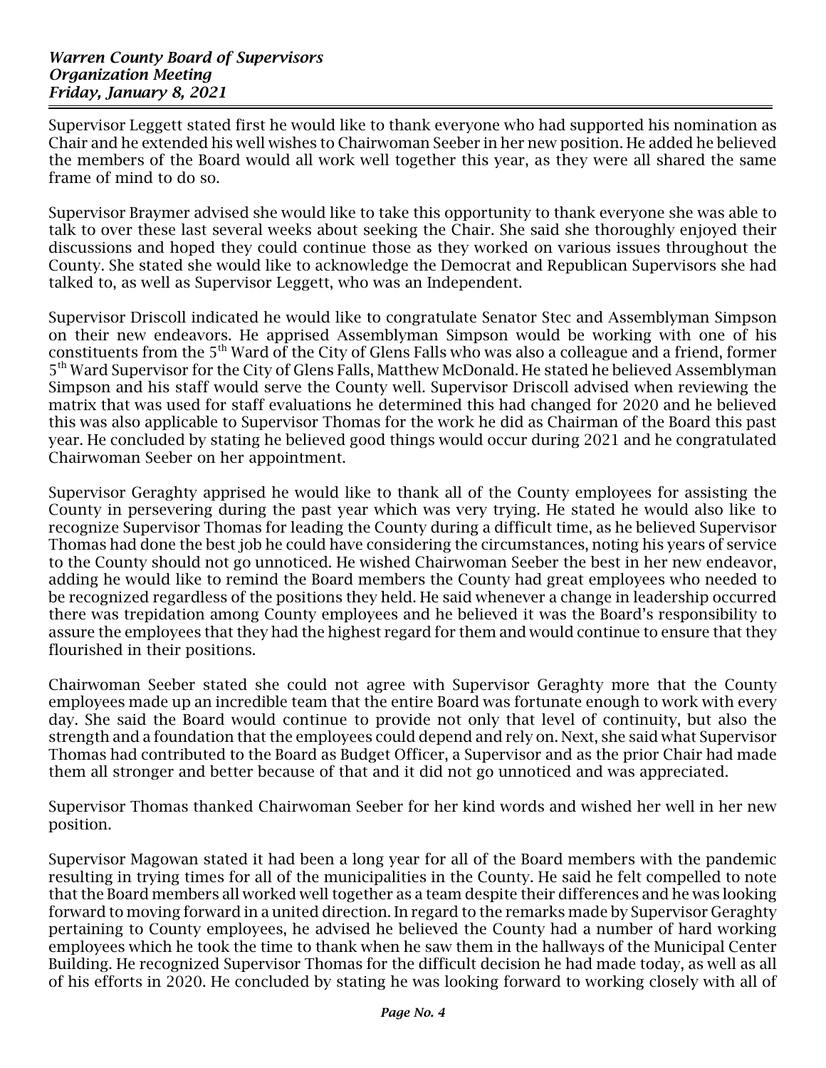Supervisor Leggett stated first he would like to thank everyone who had supported his nomination as Chair and he extended his well wishes to Chairwoman Seeber in her new position. He added he believed the members of the Board would all work well together this year, as they were all shared the same frame of mind to do so.

Supervisor Braymer advised she would like to take this opportunity to thank everyone she was able to talk to over these last several weeks about seeking the Chair. She said she thoroughly enjoyed their discussions and hoped they could continue those as they worked on various issues throughout the County. She stated she would like to acknowledge the Democrat and Republican Supervisors she had talked to, as well as Supervisor Leggett, who was an Independent.

Supervisor Driscoll indicated he would like to congratulate Senator Stec and Assemblyman Simpson on their new endeavors. He apprised Assemblyman Simpson would be working with one of his constituents from the 5th Ward of the City of Glens Falls who was also a colleague and a friend, former 5th Ward Supervisor for the City of Glens Falls, Matthew McDonald. He stated he believed Assemblyman Simpson and his staff would serve the County well. Supervisor Driscoll advised when reviewing the matrix that was used for staff evaluations he determined this had changed for 2020 and he believed this was also applicable to Supervisor Thomas for the work he did as Chairman of the Board this past year. He concluded by stating he believed good things would occur during 2021 and he congratulated Chairwoman Seeber on her appointment.

Supervisor Geraghty apprised he would like to thank all of the County employees for assisting the County in persevering during the past year which was very trying. He stated he would also like to recognize Supervisor Thomas for leading the County during a difficult time, as he believed Supervisor Thomas had done the best job he could have considering the circumstances, noting his years of service to the County should not go unnoticed. He wished Chairwoman Seeber the best in her new endeavor, adding he would like to remind the Board members the County had great employees who needed to be recognized regardless of the positions they held. He said whenever a change in leadership occurred there was trepidation among County employees and he believed it was the Board's responsibility to assure the employees that they had the highest regard for them and would continue to ensure that they flourished in their positions.

Chairwoman Seeber stated she could not agree with Supervisor Geraghty more that the County employees made up an incredible team that the entire Board was fortunate enough to work with every day. She said the Board would continue to provide not only that level of continuity, but also the strength and a foundation that the employees could depend and rely on. Next, she said what Supervisor Thomas had contributed to the Board as Budget Officer, a Supervisor and as the prior Chair had made them all stronger and better because of that and it did not go unnoticed and was appreciated.

Supervisor Thomas thanked Chairwoman Seeber for her kind words and wished her well in her new position.

Supervisor Magowan stated it had been a long year for all of the Board members with the pandemic resulting in trying times for all of the municipalities in the County. He said he felt compelled to note that the Board members all worked well together as a team despite their differences and he was looking forward to moving forward in a united direction. In regard to the remarks made by Supervisor Geraghty pertaining to County employees, he advised he believed the County had a number of hard working employees which he took the time to thank when he saw them in the hallways of the Municipal Center Building. He recognized Supervisor Thomas for the difficult decision he had made today, as well as all of his efforts in 2020. He concluded by stating he was looking forward to working closely with all of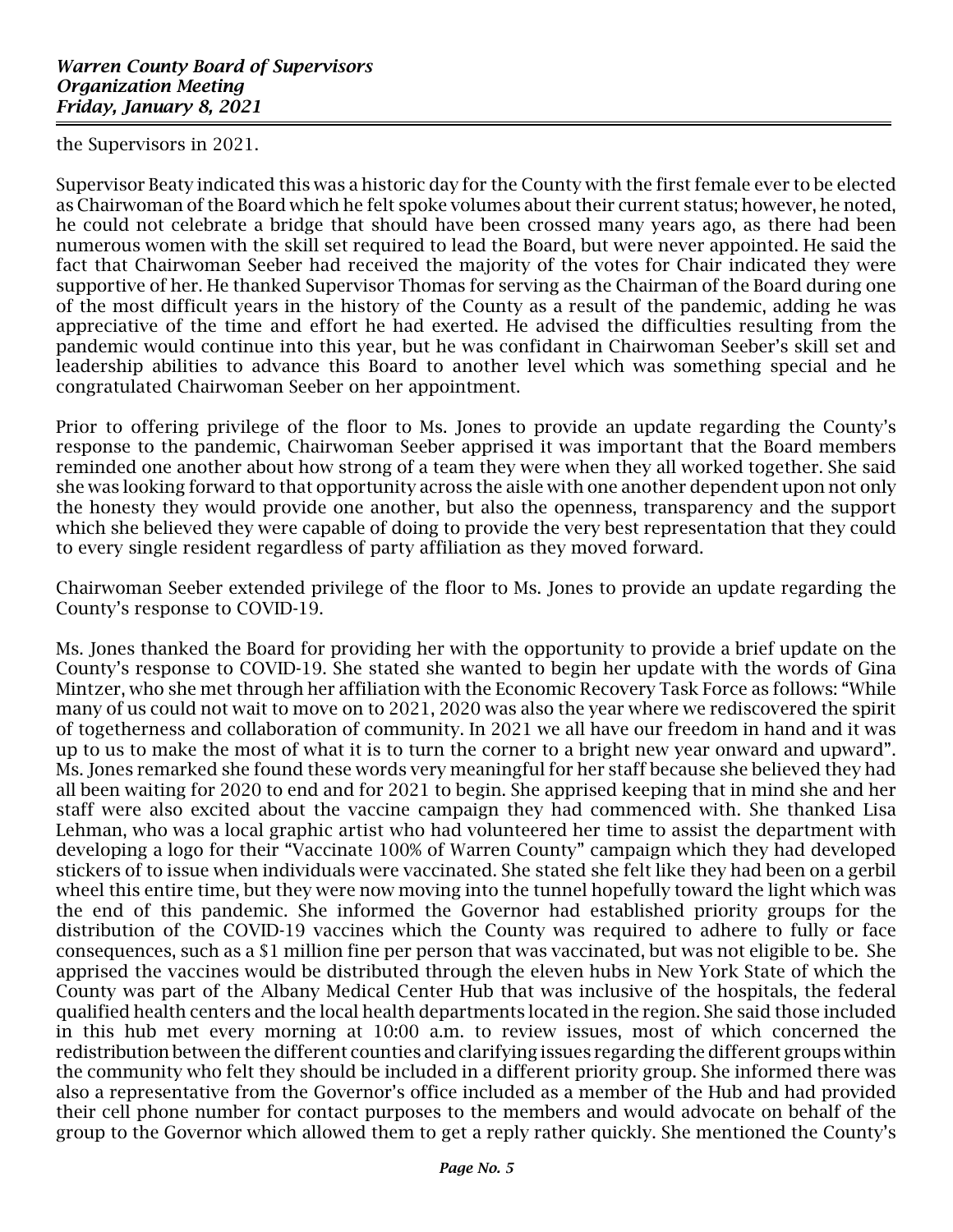the Supervisors in 2021.

Supervisor Beaty indicated this was a historic day for the County with the first female ever to be elected as Chairwoman of the Board which he felt spoke volumes about their current status; however, he noted, he could not celebrate a bridge that should have been crossed many years ago, as there had been numerous women with the skill set required to lead the Board, but were never appointed. He said the fact that Chairwoman Seeber had received the majority of the votes for Chair indicated they were supportive of her. He thanked Supervisor Thomas for serving as the Chairman of the Board during one of the most difficult years in the history of the County as a result of the pandemic, adding he was appreciative of the time and effort he had exerted. He advised the difficulties resulting from the pandemic would continue into this year, but he was confidant in Chairwoman Seeber's skill set and leadership abilities to advance this Board to another level which was something special and he congratulated Chairwoman Seeber on her appointment.

Prior to offering privilege of the floor to Ms. Jones to provide an update regarding the County's response to the pandemic, Chairwoman Seeber apprised it was important that the Board members reminded one another about how strong of a team they were when they all worked together. She said she was looking forward to that opportunity across the aisle with one another dependent upon not only the honesty they would provide one another, but also the openness, transparency and the support which she believed they were capable of doing to provide the very best representation that they could to every single resident regardless of party affiliation as they moved forward.

Chairwoman Seeber extended privilege of the floor to Ms. Jones to provide an update regarding the County's response to COVID-19.

Ms. Jones thanked the Board for providing her with the opportunity to provide a brief update on the County's response to COVID-19. She stated she wanted to begin her update with the words of Gina Mintzer, who she met through her affiliation with the Economic Recovery Task Force as follows: "While many of us could not wait to move on to 2021, 2020 was also the year where we rediscovered the spirit of togetherness and collaboration of community. In 2021 we all have our freedom in hand and it was up to us to make the most of what it is to turn the corner to a bright new year onward and upward". Ms. Jones remarked she found these words very meaningful for her staff because she believed they had all been waiting for 2020 to end and for 2021 to begin. She apprised keeping that in mind she and her staff were also excited about the vaccine campaign they had commenced with. She thanked Lisa Lehman, who was a local graphic artist who had volunteered her time to assist the department with developing a logo for their "Vaccinate 100% of Warren County" campaign which they had developed stickers of to issue when individuals were vaccinated. She stated she felt like they had been on a gerbil wheel this entire time, but they were now moving into the tunnel hopefully toward the light which was the end of this pandemic. She informed the Governor had established priority groups for the distribution of the COVID-19 vaccines which the County was required to adhere to fully or face consequences, such as a $1 million fine per person that was vaccinated, but was not eligible to be. She apprised the vaccines would be distributed through the eleven hubs in New York State of which the County was part of the Albany Medical Center Hub that was inclusive of the hospitals, the federal qualified health centers and the local health departments located in the region. She said those included in this hub met every morning at 10:00 a.m. to review issues, most of which concerned the redistribution between the different counties and clarifying issues regarding the different groups within the community who felt they should be included in a different priority group. She informed there was also a representative from the Governor's office included as a member of the Hub and had provided their cell phone number for contact purposes to the members and would advocate on behalf of the group to the Governor which allowed them to get a reply rather quickly. She mentioned the County's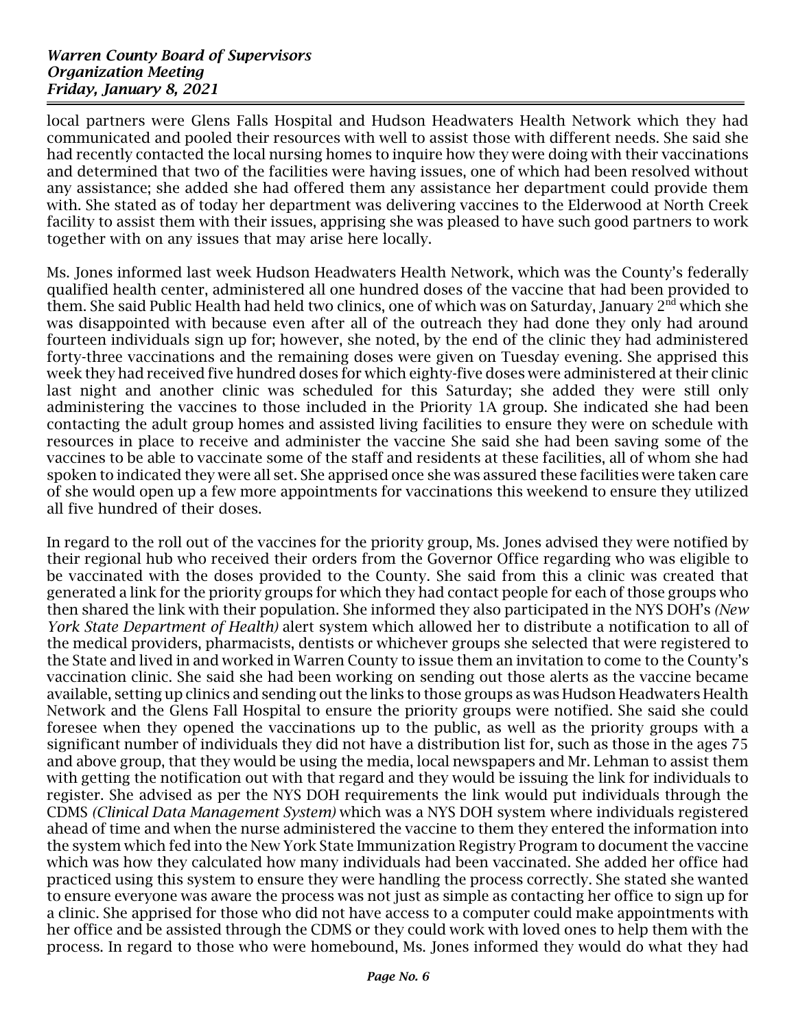local partners were Glens Falls Hospital and Hudson Headwaters Health Network which they had communicated and pooled their resources with well to assist those with different needs. She said she had recently contacted the local nursing homes to inquire how they were doing with their vaccinations and determined that two of the facilities were having issues, one of which had been resolved without any assistance; she added she had offered them any assistance her department could provide them with. She stated as of today her department was delivering vaccines to the Elderwood at North Creek facility to assist them with their issues, apprising she was pleased to have such good partners to work together with on any issues that may arise here locally.

Ms. Jones informed last week Hudson Headwaters Health Network, which was the County's federally qualified health center, administered all one hundred doses of the vaccine that had been provided to them. She said Public Health had held two clinics, one of which was on Saturday, January 2nd which she was disappointed with because even after all of the outreach they had done they only had around fourteen individuals sign up for; however, she noted, by the end of the clinic they had administered forty-three vaccinations and the remaining doses were given on Tuesday evening. She apprised this week they had received five hundred doses for which eighty-five doses were administered at their clinic last night and another clinic was scheduled for this Saturday; she added they were still only administering the vaccines to those included in the Priority 1A group. She indicated she had been contacting the adult group homes and assisted living facilities to ensure they were on schedule with resources in place to receive and administer the vaccine She said she had been saving some of the vaccines to be able to vaccinate some of the staff and residents at these facilities, all of whom she had spoken to indicated they were all set. She apprised once she was assured these facilities were taken care of she would open up a few more appointments for vaccinations this weekend to ensure they utilized all five hundred of their doses.

In regard to the roll out of the vaccines for the priority group, Ms. Jones advised they were notified by their regional hub who received their orders from the Governor Office regarding who was eligible to be vaccinated with the doses provided to the County. She said from this a clinic was created that generated a link for the priority groups for which they had contact people for each of those groups who then shared the link with their population. She informed they also participated in the NYS DOH's *(New York State Department of Health)* alert system which allowed her to distribute a notification to all of the medical providers, pharmacists, dentists or whichever groups she selected that were registered to the State and lived in and worked in Warren County to issue them an invitation to come to the County's vaccination clinic. She said she had been working on sending out those alerts as the vaccine became available, setting up clinics and sending out the links to those groups as was Hudson Headwaters Health Network and the Glens Fall Hospital to ensure the priority groups were notified. She said she could foresee when they opened the vaccinations up to the public, as well as the priority groups with a significant number of individuals they did not have a distribution list for, such as those in the ages 75 and above group, that they would be using the media, local newspapers and Mr. Lehman to assist them with getting the notification out with that regard and they would be issuing the link for individuals to register. She advised as per the NYS DOH requirements the link would put individuals through the CDMS *(Clinical Data Management System)* which was a NYS DOH system where individuals registered ahead of time and when the nurse administered the vaccine to them they entered the information into the system which fed into the New York State Immunization Registry Program to document the vaccine which was how they calculated how many individuals had been vaccinated. She added her office had practiced using this system to ensure they were handling the process correctly. She stated she wanted to ensure everyone was aware the process was not just as simple as contacting her office to sign up for a clinic. She apprised for those who did not have access to a computer could make appointments with her office and be assisted through the CDMS or they could work with loved ones to help them with the process. In regard to those who were homebound, Ms. Jones informed they would do what they had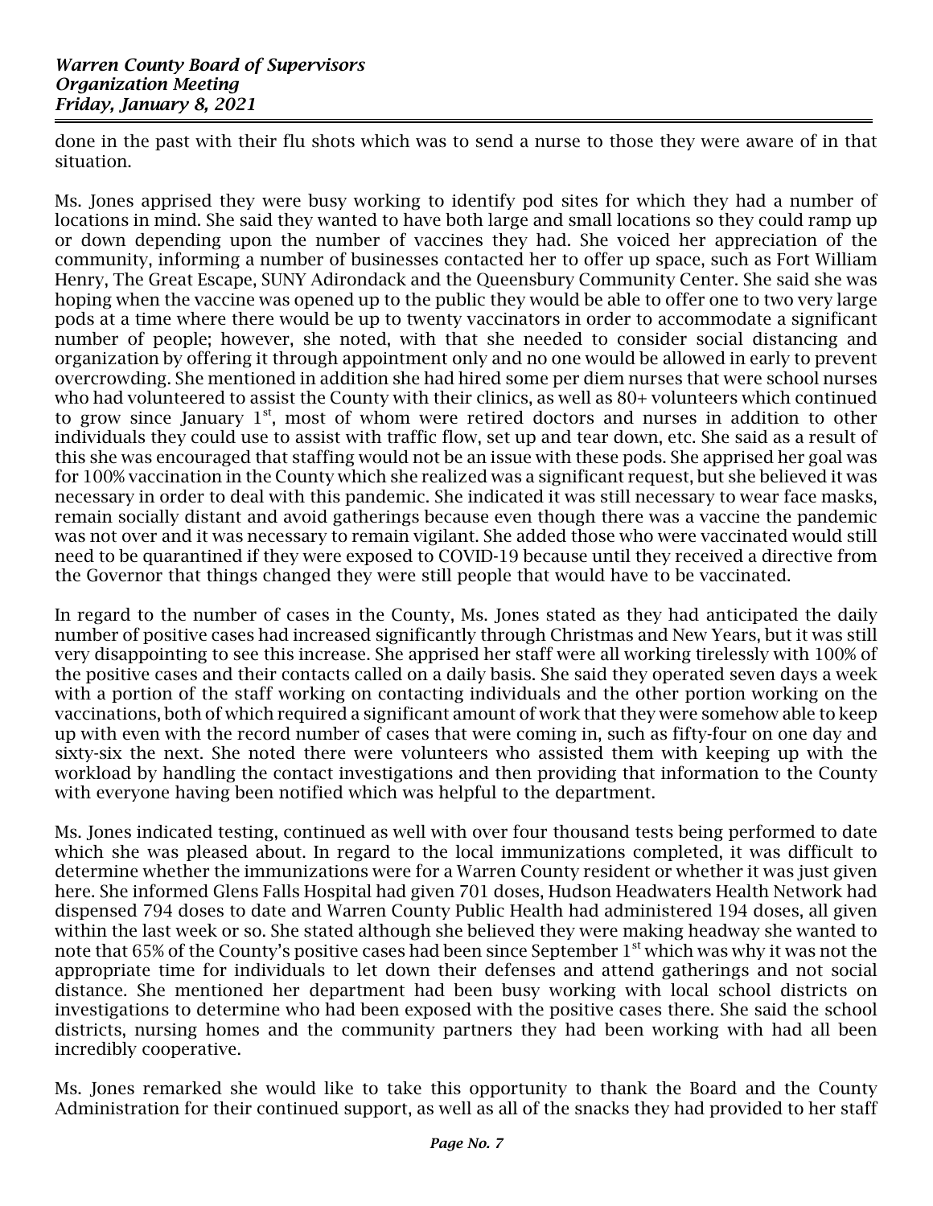done in the past with their flu shots which was to send a nurse to those they were aware of in that situation.

Ms. Jones apprised they were busy working to identify pod sites for which they had a number of locations in mind. She said they wanted to have both large and small locations so they could ramp up or down depending upon the number of vaccines they had. She voiced her appreciation of the community, informing a number of businesses contacted her to offer up space, such as Fort William Henry, The Great Escape, SUNY Adirondack and the Queensbury Community Center. She said she was hoping when the vaccine was opened up to the public they would be able to offer one to two very large pods at a time where there would be up to twenty vaccinators in order to accommodate a significant number of people; however, she noted, with that she needed to consider social distancing and organization by offering it through appointment only and no one would be allowed in early to prevent overcrowding. She mentioned in addition she had hired some per diem nurses that were school nurses who had volunteered to assist the County with their clinics, as well as 80+ volunteers which continued to grow since January 1st, most of whom were retired doctors and nurses in addition to other individuals they could use to assist with traffic flow, set up and tear down, etc. She said as a result of this she was encouraged that staffing would not be an issue with these pods. She apprised her goal was for 100% vaccination in the County which she realized was a significant request, but she believed it was necessary in order to deal with this pandemic. She indicated it was still necessary to wear face masks, remain socially distant and avoid gatherings because even though there was a vaccine the pandemic was not over and it was necessary to remain vigilant. She added those who were vaccinated would still need to be quarantined if they were exposed to COVID-19 because until they received a directive from the Governor that things changed they were still people that would have to be vaccinated.

In regard to the number of cases in the County, Ms. Jones stated as they had anticipated the daily number of positive cases had increased significantly through Christmas and New Years, but it was still very disappointing to see this increase. She apprised her staff were all working tirelessly with 100% of the positive cases and their contacts called on a daily basis. She said they operated seven days a week with a portion of the staff working on contacting individuals and the other portion working on the vaccinations, both of which required a significant amount of work that they were somehow able to keep up with even with the record number of cases that were coming in, such as fifty-four on one day and sixty-six the next. She noted there were volunteers who assisted them with keeping up with the workload by handling the contact investigations and then providing that information to the County with everyone having been notified which was helpful to the department.

Ms. Jones indicated testing, continued as well with over four thousand tests being performed to date which she was pleased about. In regard to the local immunizations completed, it was difficult to determine whether the immunizations were for a Warren County resident or whether it was just given here. She informed Glens Falls Hospital had given 701 doses, Hudson Headwaters Health Network had dispensed 794 doses to date and Warren County Public Health had administered 194 doses, all given within the last week or so. She stated although she believed they were making headway she wanted to note that 65% of the County's positive cases had been since September 1st which was why it was not the appropriate time for individuals to let down their defenses and attend gatherings and not social distance. She mentioned her department had been busy working with local school districts on investigations to determine who had been exposed with the positive cases there. She said the school districts, nursing homes and the community partners they had been working with had all been incredibly cooperative.

Ms. Jones remarked she would like to take this opportunity to thank the Board and the County Administration for their continued support, as well as all of the snacks they had provided to her staff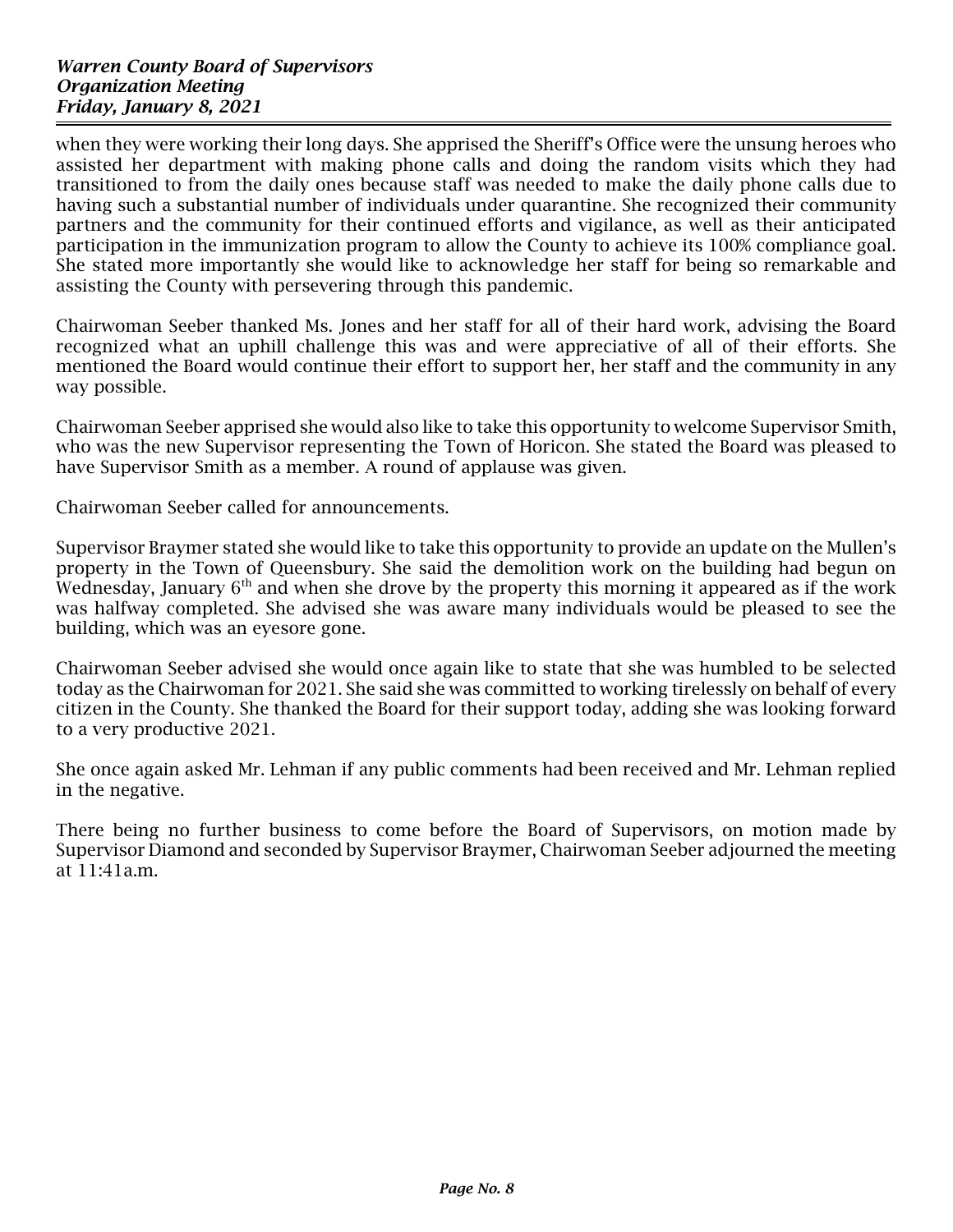when they were working their long days. She apprised the Sheriff's Office were the unsung heroes who assisted her department with making phone calls and doing the random visits which they had transitioned to from the daily ones because staff was needed to make the daily phone calls due to having such a substantial number of individuals under quarantine. She recognized their community partners and the community for their continued efforts and vigilance, as well as their anticipated participation in the immunization program to allow the County to achieve its 100% compliance goal. She stated more importantly she would like to acknowledge her staff for being so remarkable and assisting the County with persevering through this pandemic.

Chairwoman Seeber thanked Ms. Jones and her staff for all of their hard work, advising the Board recognized what an uphill challenge this was and were appreciative of all of their efforts. She mentioned the Board would continue their effort to support her, her staff and the community in any way possible.

Chairwoman Seeber apprised she would also like to take this opportunity to welcome Supervisor Smith, who was the new Supervisor representing the Town of Horicon. She stated the Board was pleased to have Supervisor Smith as a member. A round of applause was given.

Chairwoman Seeber called for announcements.

Supervisor Braymer stated she would like to take this opportunity to provide an update on the Mullen's property in the Town of Queensbury. She said the demolition work on the building had begun on Wednesday, January 6th and when she drove by the property this morning it appeared as if the work was halfway completed. She advised she was aware many individuals would be pleased to see the building, which was an eyesore gone.

Chairwoman Seeber advised she would once again like to state that she was humbled to be selected today as the Chairwoman for 2021. She said she was committed to working tirelessly on behalf of every citizen in the County. She thanked the Board for their support today, adding she was looking forward to a very productive 2021.

She once again asked Mr. Lehman if any public comments had been received and Mr. Lehman replied in the negative.

There being no further business to come before the Board of Supervisors, on motion made by Supervisor Diamond and seconded by Supervisor Braymer, Chairwoman Seeber adjourned the meeting at 11:41a.m.